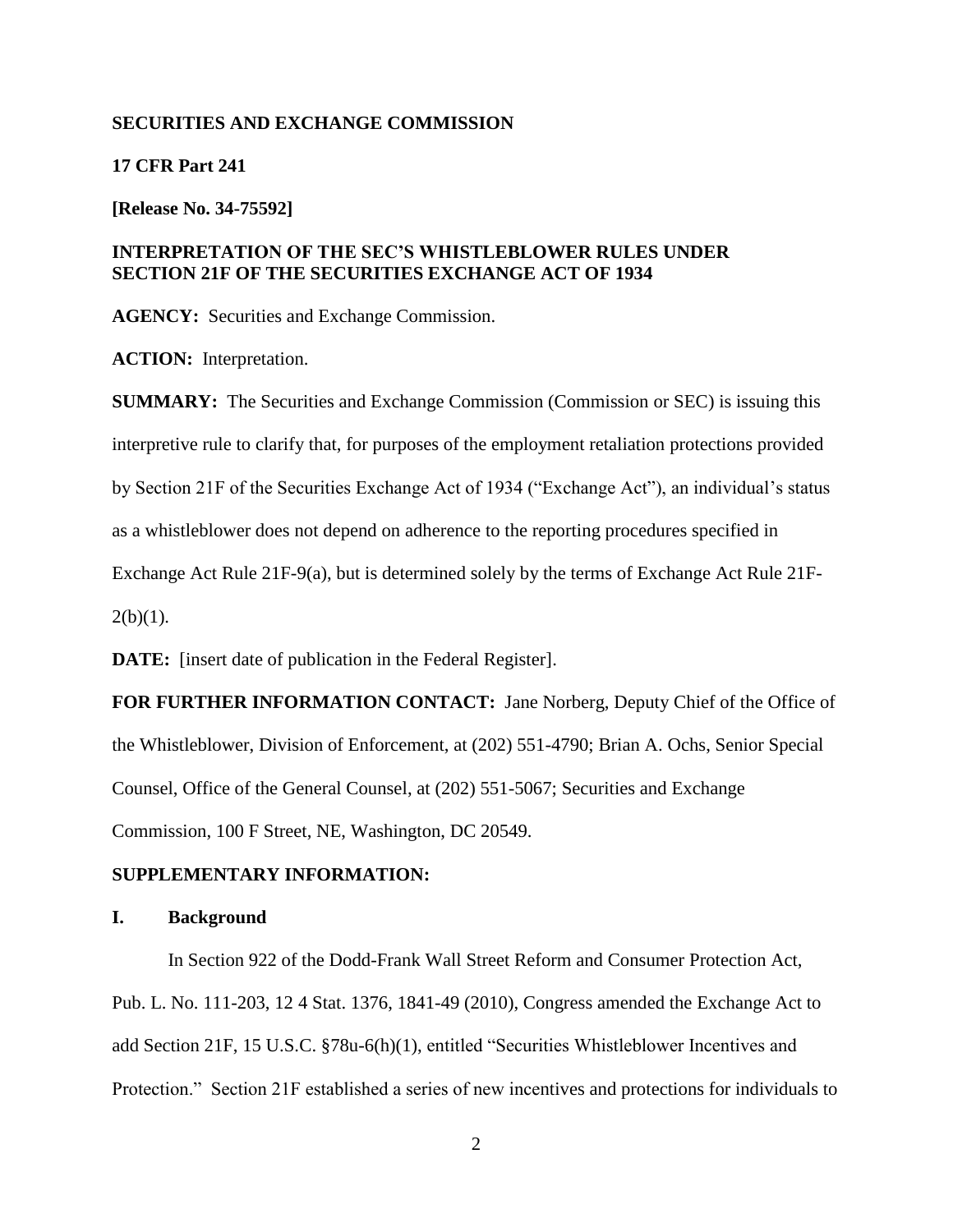**SECURITIES AND EXCHANGE COMMISSION**

**17 CFR Part 241**

**[Release No. 34-75592]**

**INTERPRETATION OF THE SEC'S WHISTLEBLOWER RULES UNDER SECTION 21F OF THE SECURITIES EXCHANGE ACT OF 1934**

**AGENCY:** Securities and Exchange Commission.

**ACTION:** Interpretation.

**SUMMARY:** The Securities and Exchange Commission (Commission or SEC) is issuing this interpretive rule to clarify that, for purposes of the employment retaliation protections provided by Section 21F of the Securities Exchange Act of 1934 ("Exchange Act"), an individual's status as a whistleblower does not depend on adherence to the reporting procedures specified in Exchange Act Rule 21F-9(a), but is determined solely by the terms of Exchange Act Rule 21F-2(b)(1).

**DATE:** [insert date of publication in the Federal Register].

**FOR FURTHER INFORMATION CONTACT:** Jane Norberg, Deputy Chief of the Office of the Whistleblower, Division of Enforcement, at (202) 551-4790; Brian A. Ochs, Senior Special Counsel, Office of the General Counsel, at (202) 551-5067; Securities and Exchange Commission, 100 F Street, NE, Washington, DC 20549.

**SUPPLEMENTARY INFORMATION:**

## I. Background

In Section 922 of the Dodd-Frank Wall Street Reform and Consumer Protection Act, Pub. L. No. 111-203, 12 4 Stat. 1376, 1841-49 (2010), Congress amended the Exchange Act to add Section 21F, 15 U.S.C. §78u-6(h)(1), entitled "Securities Whistleblower Incentives and Protection." Section 21F established a series of new incentives and protections for individuals to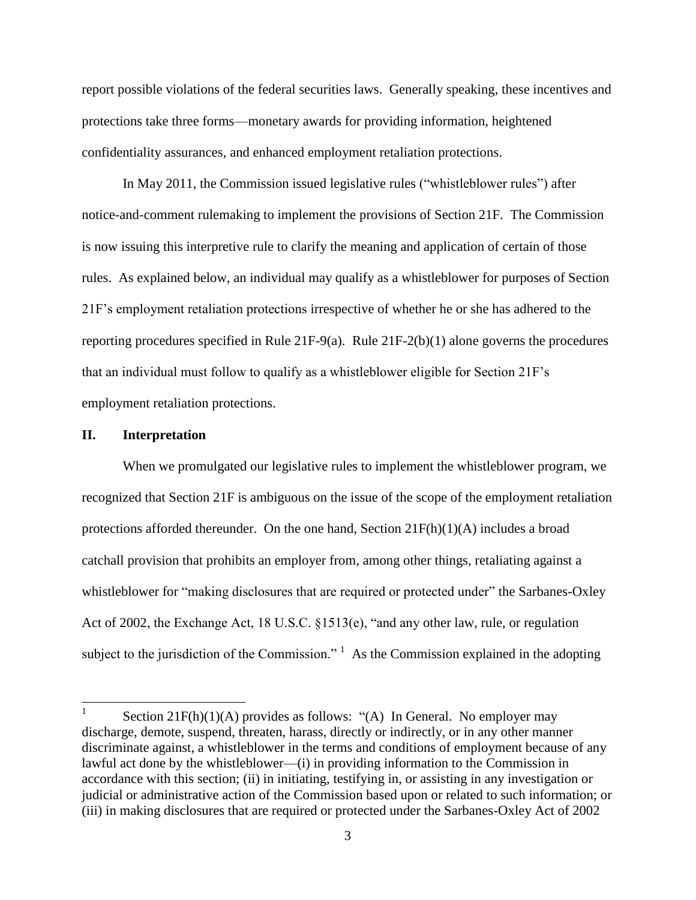report possible violations of the federal securities laws. Generally speaking, these incentives and protections take three forms—monetary awards for providing information, heightened confidentiality assurances, and enhanced employment retaliation protections.

In May 2011, the Commission issued legislative rules ("whistleblower rules") after notice-and-comment rulemaking to implement the provisions of Section 21F. The Commission is now issuing this interpretive rule to clarify the meaning and application of certain of those rules. As explained below, an individual may qualify as a whistleblower for purposes of Section 21F's employment retaliation protections irrespective of whether he or she has adhered to the reporting procedures specified in Rule 21F-9(a). Rule 21F-2(b)(1) alone governs the procedures that an individual must follow to qualify as a whistleblower eligible for Section 21F's employment retaliation protections.

## II. Interpretation

When we promulgated our legislative rules to implement the whistleblower program, we recognized that Section 21F is ambiguous on the issue of the scope of the employment retaliation protections afforded thereunder. On the one hand, Section 21F(h)(1)(A) includes a broad catchall provision that prohibits an employer from, among other things, retaliating against a whistleblower for "making disclosures that are required or protected under" the Sarbanes-Oxley Act of 2002, the Exchange Act, 18 U.S.C. §1513(e), "and any other law, rule, or regulation subject to the jurisdiction of the Commission."[1] As the Commission explained in the adopting

[1] Section 21F(h)(1)(A) provides as follows: "(A) In General. No employer may discharge, demote, suspend, threaten, harass, directly or indirectly, or in any other manner discriminate against, a whistleblower in the terms and conditions of employment because of any lawful act done by the whistleblower—(i) in providing information to the Commission in accordance with this section; (ii) in initiating, testifying in, or assisting in any investigation or judicial or administrative action of the Commission based upon or related to such information; or (iii) in making disclosures that are required or protected under the Sarbanes-Oxley Act of 2002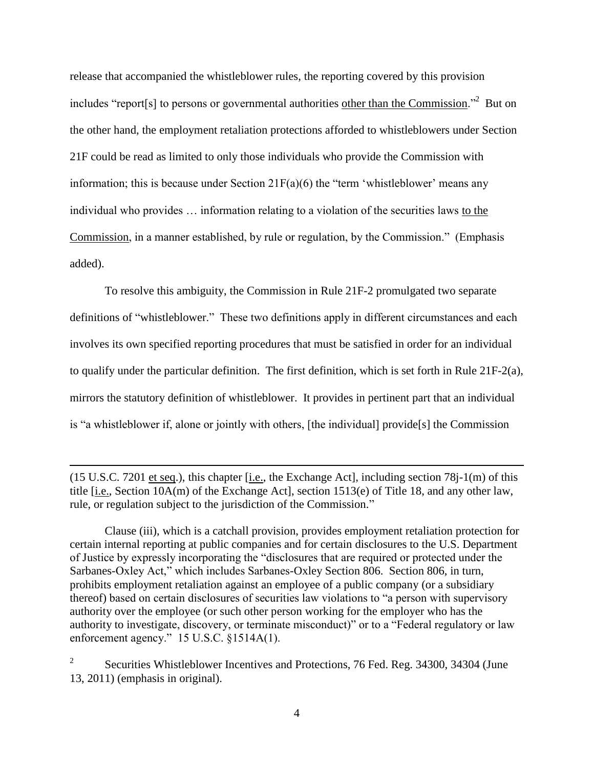release that accompanied the whistleblower rules, the reporting covered by this provision includes "report[s] to persons or governmental authorities <u>other than the Commission</u>."[2] But on the other hand, the employment retaliation protections afforded to whistleblowers under Section 21F could be read as limited to only those individuals who provide the Commission with information; this is because under Section 21F(a)(6) the "term 'whistleblower' means any individual who provides … information relating to a violation of the securities laws <u>to the Commission</u>, in a manner established, by rule or regulation, by the Commission." (Emphasis added).

To resolve this ambiguity, the Commission in Rule 21F-2 promulgated two separate definitions of "whistleblower." These two definitions apply in different circumstances and each involves its own specified reporting procedures that must be satisfied in order for an individual to qualify under the particular definition. The first definition, which is set forth in Rule 21F-2(a), mirrors the statutory definition of whistleblower. It provides in pertinent part that an individual is "a whistleblower if, alone or jointly with others, [the individual] provide[s] the Commission

---

(15 U.S.C. 7201 <u>et seq</u>.), this chapter [<u>i.e.</u>, the Exchange Act], including section 78j-1(m) of this title [<u>i.e.</u>, Section 10A(m) of the Exchange Act], section 1513(e) of Title 18, and any other law, rule, or regulation subject to the jurisdiction of the Commission."

Clause (iii), which is a catchall provision, provides employment retaliation protection for certain internal reporting at public companies and for certain disclosures to the U.S. Department of Justice by expressly incorporating the "disclosures that are required or protected under the Sarbanes-Oxley Act," which includes Sarbanes-Oxley Section 806. Section 806, in turn, prohibits employment retaliation against an employee of a public company (or a subsidiary thereof) based on certain disclosures of securities law violations to "a person with supervisory authority over the employee (or such other person working for the employer who has the authority to investigate, discovery, or terminate misconduct)" or to a "Federal regulatory or law enforcement agency." 15 U.S.C. §1514A(1).

[2] Securities Whistleblower Incentives and Protections, 76 Fed. Reg. 34300, 34304 (June 13, 2011) (emphasis in original).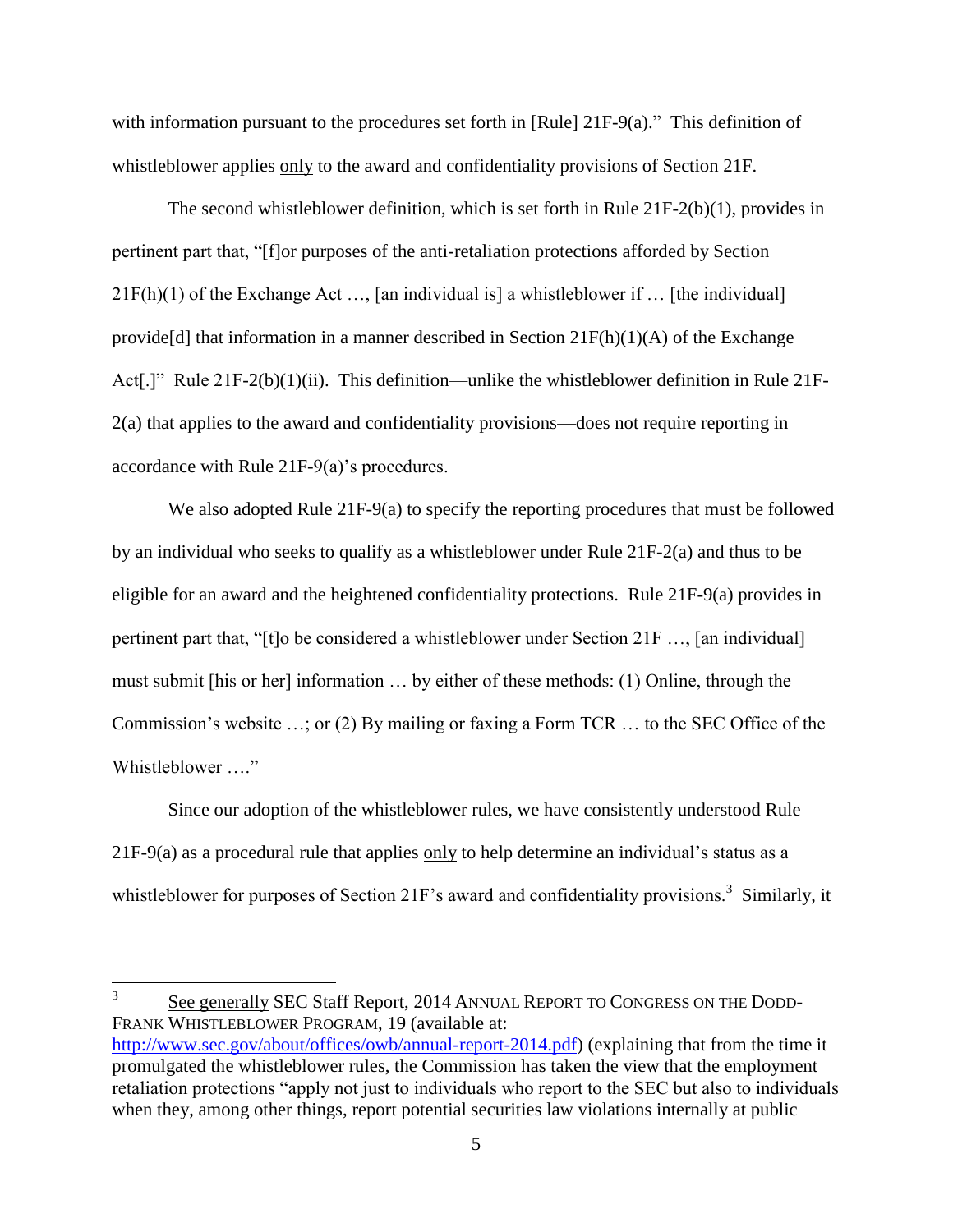with information pursuant to the procedures set forth in [Rule] 21F-9(a)." This definition of whistleblower applies only to the award and confidentiality provisions of Section 21F.

The second whistleblower definition, which is set forth in Rule 21F-2(b)(1), provides in pertinent part that, "[f]or purposes of the anti-retaliation protections afforded by Section 21F(h)(1) of the Exchange Act …, [an individual is] a whistleblower if … [the individual] provide[d] that information in a manner described in Section 21F(h)(1)(A) of the Exchange Act[.]" Rule 21F-2(b)(1)(ii). This definition—unlike the whistleblower definition in Rule 21F-2(a) that applies to the award and confidentiality provisions—does not require reporting in accordance with Rule 21F-9(a)'s procedures.

We also adopted Rule 21F-9(a) to specify the reporting procedures that must be followed by an individual who seeks to qualify as a whistleblower under Rule 21F-2(a) and thus to be eligible for an award and the heightened confidentiality protections. Rule 21F-9(a) provides in pertinent part that, "[t]o be considered a whistleblower under Section 21F …, [an individual] must submit [his or her] information … by either of these methods: (1) Online, through the Commission's website …; or (2) By mailing or faxing a Form TCR … to the SEC Office of the Whistleblower …."

Since our adoption of the whistleblower rules, we have consistently understood Rule 21F-9(a) as a procedural rule that applies only to help determine an individual's status as a whistleblower for purposes of Section 21F's award and confidentiality provisions.[3] Similarly, it

---

[3] See generally SEC Staff Report, 2014 Annual Report to Congress on the Dodd-Frank Whistleblower Program, 19 (available at: http://www.sec.gov/about/offices/owb/annual-report-2014.pdf) (explaining that from the time it promulgated the whistleblower rules, the Commission has taken the view that the employment retaliation protections "apply not just to individuals who report to the SEC but also to individuals when they, among other things, report potential securities law violations internally at public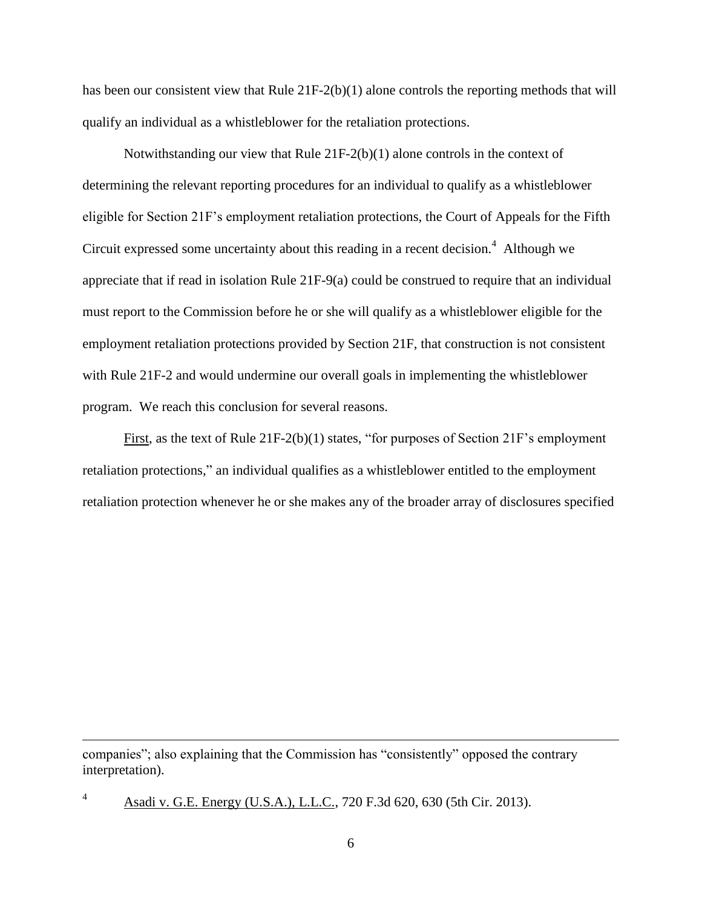has been our consistent view that Rule 21F-2(b)(1) alone controls the reporting methods that will qualify an individual as a whistleblower for the retaliation protections.

Notwithstanding our view that Rule 21F-2(b)(1) alone controls in the context of determining the relevant reporting procedures for an individual to qualify as a whistleblower eligible for Section 21F's employment retaliation protections, the Court of Appeals for the Fifth Circuit expressed some uncertainty about this reading in a recent decision.[4] Although we appreciate that if read in isolation Rule 21F-9(a) could be construed to require that an individual must report to the Commission before he or she will qualify as a whistleblower eligible for the employment retaliation protections provided by Section 21F, that construction is not consistent with Rule 21F-2 and would undermine our overall goals in implementing the whistleblower program. We reach this conclusion for several reasons.

First, as the text of Rule 21F-2(b)(1) states, "for purposes of Section 21F's employment retaliation protections," an individual qualifies as a whistleblower entitled to the employment retaliation protection whenever he or she makes any of the broader array of disclosures specified

---

companies"; also explaining that the Commission has "consistently" opposed the contrary interpretation).

[4] Asadi v. G.E. Energy (U.S.A.), L.L.C., 720 F.3d 620, 630 (5th Cir. 2013).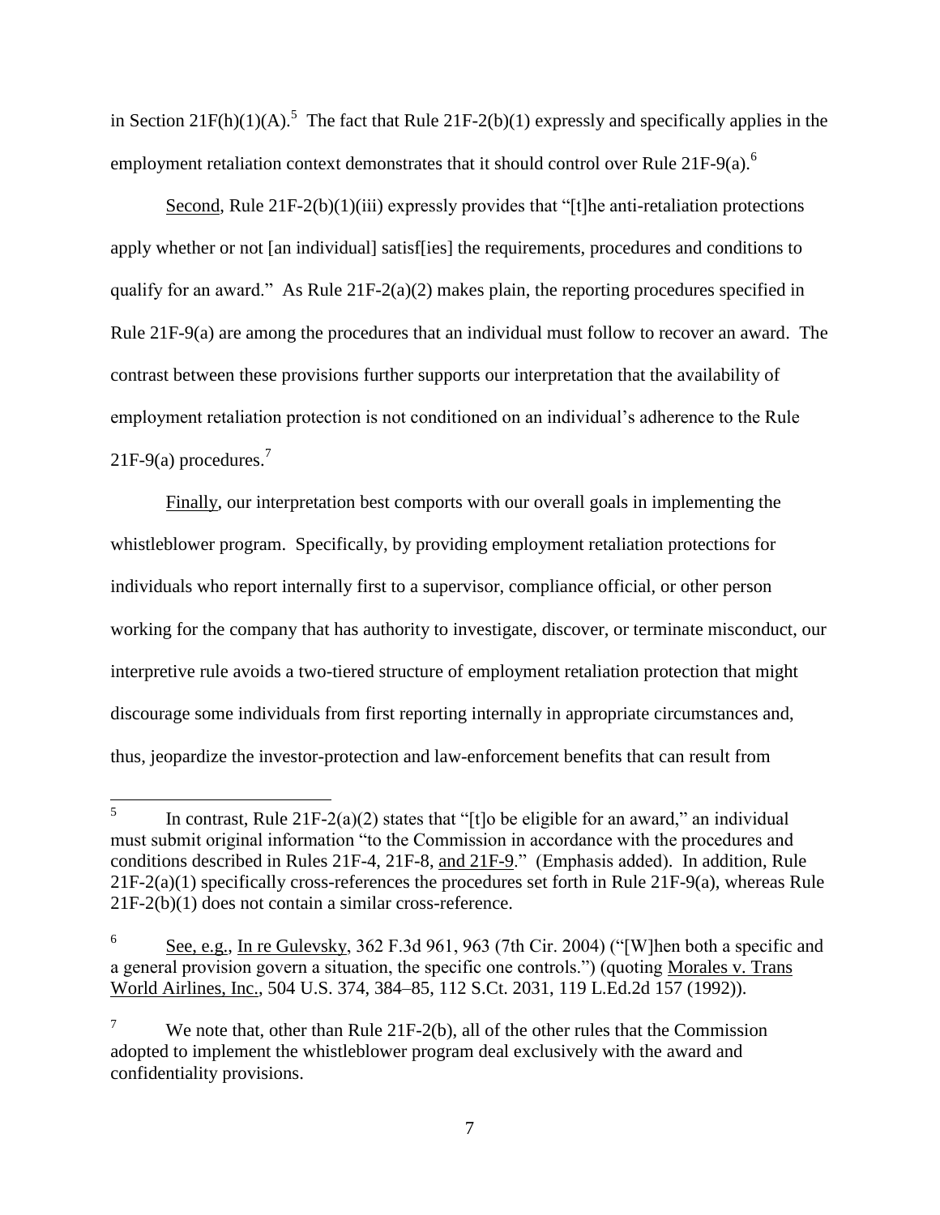in Section 21F(h)(1)(A).[5] The fact that Rule 21F-2(b)(1) expressly and specifically applies in the employment retaliation context demonstrates that it should control over Rule 21F-9(a).[6]

Second, Rule 21F-2(b)(1)(iii) expressly provides that "[t]he anti-retaliation protections apply whether or not [an individual] satisf[ies] the requirements, procedures and conditions to qualify for an award." As Rule 21F-2(a)(2) makes plain, the reporting procedures specified in Rule 21F-9(a) are among the procedures that an individual must follow to recover an award. The contrast between these provisions further supports our interpretation that the availability of employment retaliation protection is not conditioned on an individual's adherence to the Rule 21F-9(a) procedures.[7]

Finally, our interpretation best comports with our overall goals in implementing the whistleblower program. Specifically, by providing employment retaliation protections for individuals who report internally first to a supervisor, compliance official, or other person working for the company that has authority to investigate, discover, or terminate misconduct, our interpretive rule avoids a two-tiered structure of employment retaliation protection that might discourage some individuals from first reporting internally in appropriate circumstances and, thus, jeopardize the investor-protection and law-enforcement benefits that can result from

---

[5] In contrast, Rule 21F-2(a)(2) states that "[t]o be eligible for an award," an individual must submit original information "to the Commission in accordance with the procedures and conditions described in Rules 21F-4, 21F-8, and 21F-9." (Emphasis added). In addition, Rule 21F-2(a)(1) specifically cross-references the procedures set forth in Rule 21F-9(a), whereas Rule 21F-2(b)(1) does not contain a similar cross-reference.

[6] See, e.g., In re Gulevsky, 362 F.3d 961, 963 (7th Cir. 2004) ("[W]hen both a specific and a general provision govern a situation, the specific one controls.") (quoting Morales v. Trans World Airlines, Inc., 504 U.S. 374, 384–85, 112 S.Ct. 2031, 119 L.Ed.2d 157 (1992)).

[7] We note that, other than Rule 21F-2(b), all of the other rules that the Commission adopted to implement the whistleblower program deal exclusively with the award and confidentiality provisions.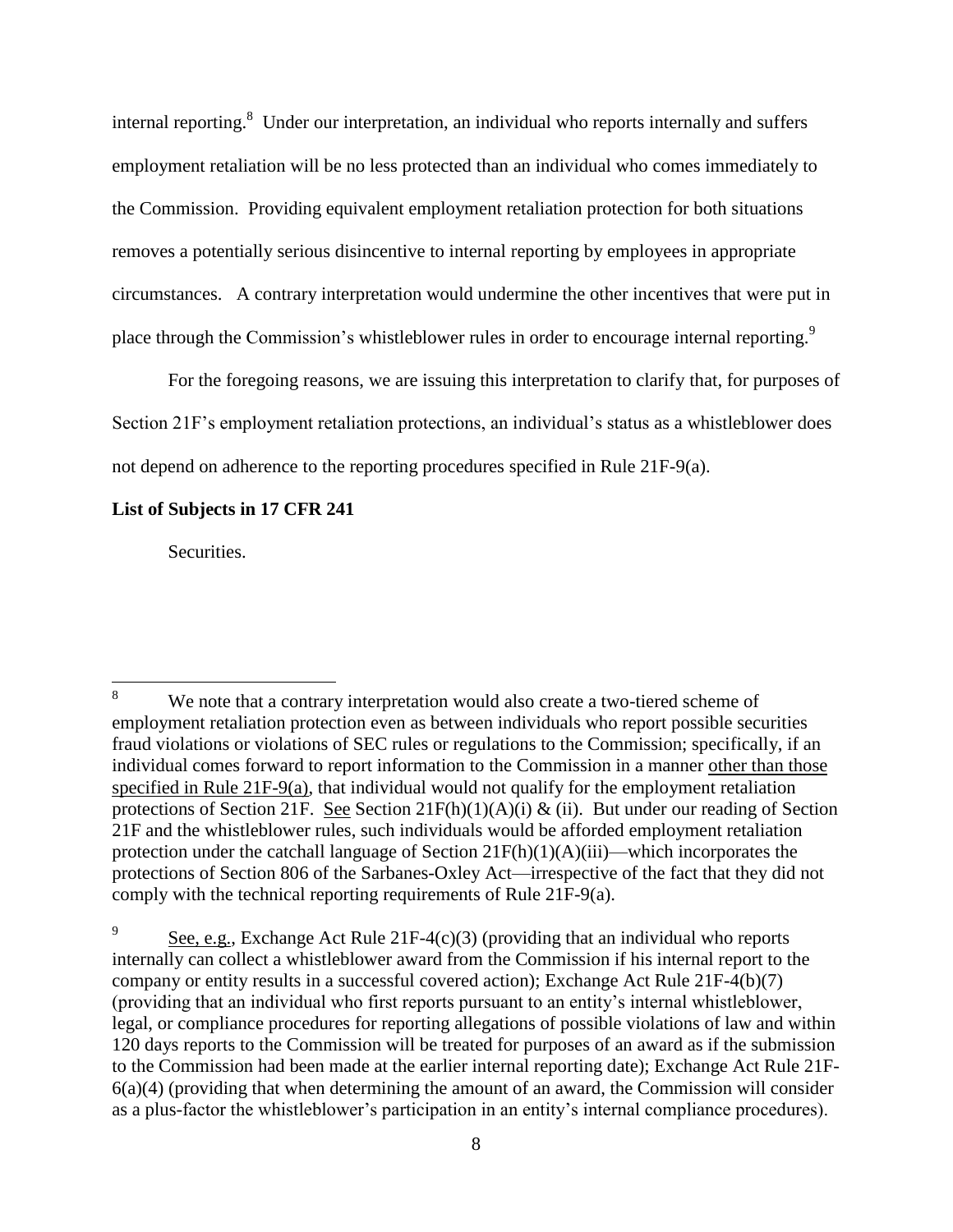internal reporting.[8] Under our interpretation, an individual who reports internally and suffers employment retaliation will be no less protected than an individual who comes immediately to the Commission. Providing equivalent employment retaliation protection for both situations removes a potentially serious disincentive to internal reporting by employees in appropriate circumstances. A contrary interpretation would undermine the other incentives that were put in place through the Commission's whistleblower rules in order to encourage internal reporting.[9]

For the foregoing reasons, we are issuing this interpretation to clarify that, for purposes of Section 21F's employment retaliation protections, an individual's status as a whistleblower does not depend on adherence to the reporting procedures specified in Rule 21F-9(a).

**List of Subjects in 17 CFR 241**

Securities.

---

[8] We note that a contrary interpretation would also create a two-tiered scheme of employment retaliation protection even as between individuals who report possible securities fraud violations or violations of SEC rules or regulations to the Commission; specifically, if an individual comes forward to report information to the Commission in a manner other than those specified in Rule 21F-9(a), that individual would not qualify for the employment retaliation protections of Section 21F. See Section 21F(h)(1)(A)(i) & (ii). But under our reading of Section 21F and the whistleblower rules, such individuals would be afforded employment retaliation protection under the catchall language of Section 21F(h)(1)(A)(iii)—which incorporates the protections of Section 806 of the Sarbanes-Oxley Act—irrespective of the fact that they did not comply with the technical reporting requirements of Rule 21F-9(a).

[9] See, e.g., Exchange Act Rule 21F-4(c)(3) (providing that an individual who reports internally can collect a whistleblower award from the Commission if his internal report to the company or entity results in a successful covered action); Exchange Act Rule 21F-4(b)(7) (providing that an individual who first reports pursuant to an entity's internal whistleblower, legal, or compliance procedures for reporting allegations of possible violations of law and within 120 days reports to the Commission will be treated for purposes of an award as if the submission to the Commission had been made at the earlier internal reporting date); Exchange Act Rule 21F-6(a)(4) (providing that when determining the amount of an award, the Commission will consider as a plus-factor the whistleblower's participation in an entity's internal compliance procedures).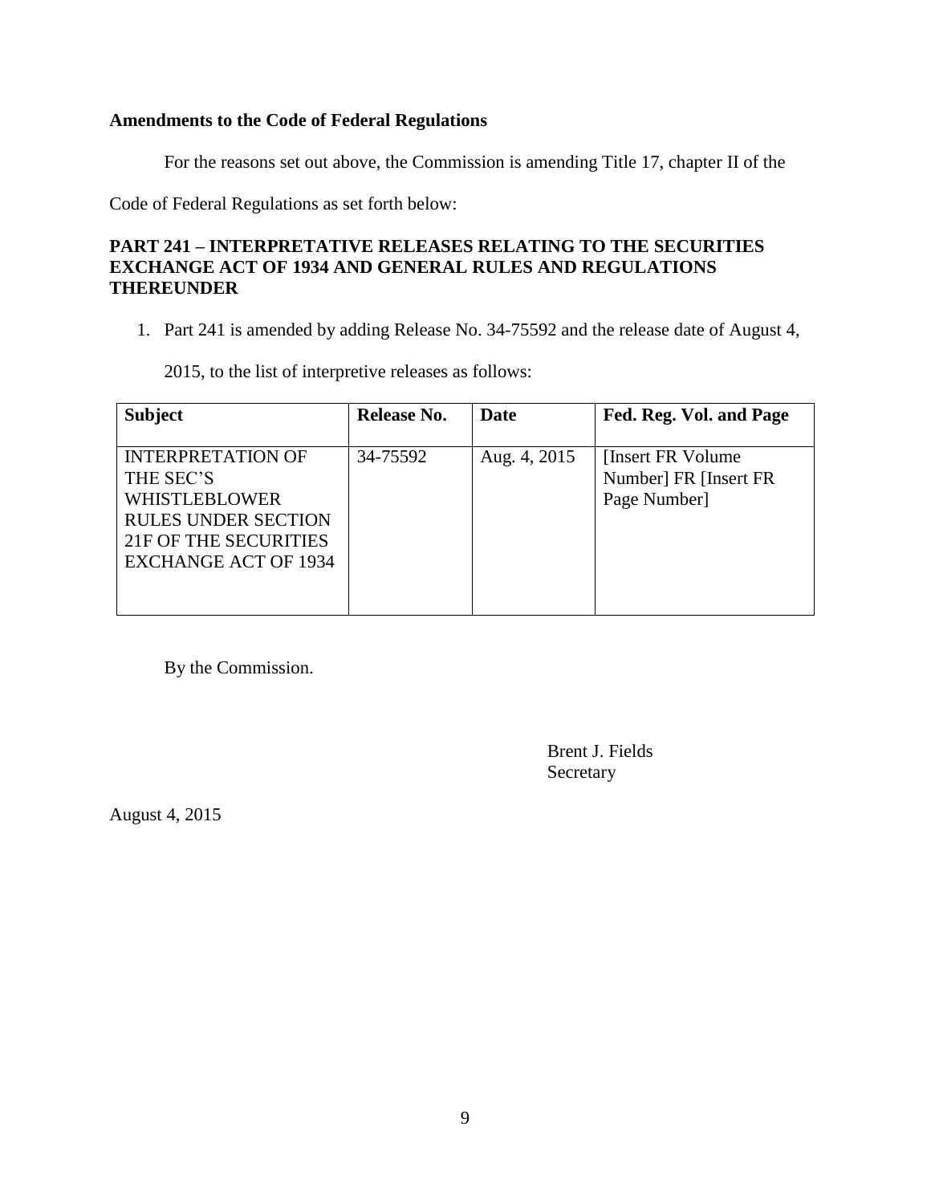**Amendments to the Code of Federal Regulations**

For the reasons set out above, the Commission is amending Title 17, chapter II of the Code of Federal Regulations as set forth below:

**PART 241 – INTERPRETATIVE RELEASES RELATING TO THE SECURITIES EXCHANGE ACT OF 1934 AND GENERAL RULES AND REGULATIONS THEREUNDER**

1. Part 241 is amended by adding Release No. 34-75592 and the release date of August 4, 2015, to the list of interpretive releases as follows:

| Subject | Release No. | Date | Fed. Reg. Vol. and Page |
|---|---|---|---|
| INTERPRETATION OF THE SEC'S WHISTLEBLOWER RULES UNDER SECTION 21F OF THE SECURITIES EXCHANGE ACT OF 1934 | 34-75592 | Aug. 4, 2015 | [Insert FR Volume Number] FR [Insert FR Page Number] |

By the Commission.

Brent J. Fields
Secretary

August 4, 2015